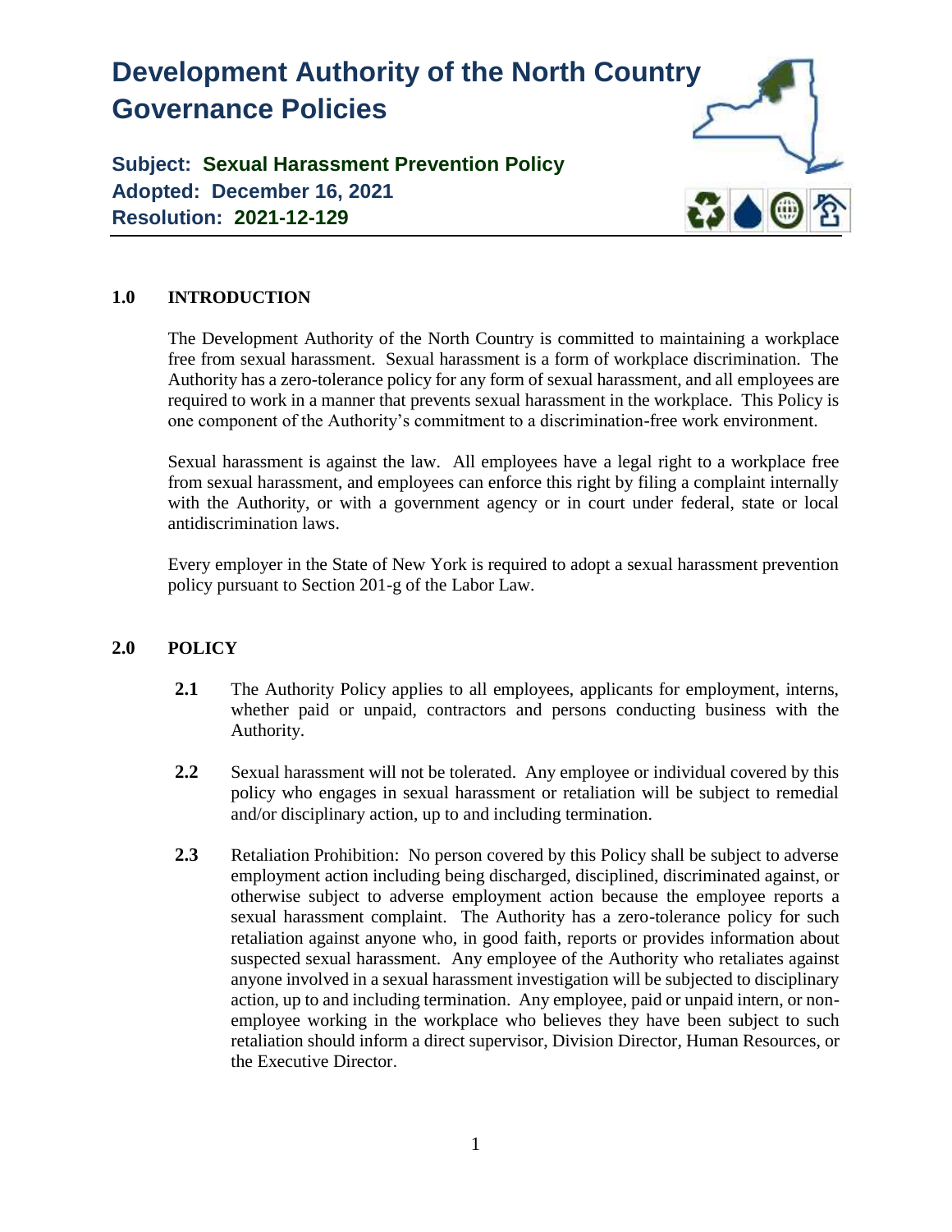# Development Authority of the North Country Governance Policies

**Subject: Sexual Harassment Prevention Policy**
**Adopted: December 16, 2021**
**Resolution: 2021-12-129**

## 1.0 INTRODUCTION

The Development Authority of the North Country is committed to maintaining a workplace free from sexual harassment. Sexual harassment is a form of workplace discrimination. The Authority has a zero-tolerance policy for any form of sexual harassment, and all employees are required to work in a manner that prevents sexual harassment in the workplace. This Policy is one component of the Authority's commitment to a discrimination-free work environment.

Sexual harassment is against the law. All employees have a legal right to a workplace free from sexual harassment, and employees can enforce this right by filing a complaint internally with the Authority, or with a government agency or in court under federal, state or local antidiscrimination laws.

Every employer in the State of New York is required to adopt a sexual harassment prevention policy pursuant to Section 201-g of the Labor Law.

## 2.0 POLICY

**2.1** The Authority Policy applies to all employees, applicants for employment, interns, whether paid or unpaid, contractors and persons conducting business with the Authority.

**2.2** Sexual harassment will not be tolerated. Any employee or individual covered by this policy who engages in sexual harassment or retaliation will be subject to remedial and/or disciplinary action, up to and including termination.

**2.3** Retaliation Prohibition: No person covered by this Policy shall be subject to adverse employment action including being discharged, disciplined, discriminated against, or otherwise subject to adverse employment action because the employee reports a sexual harassment complaint. The Authority has a zero-tolerance policy for such retaliation against anyone who, in good faith, reports or provides information about suspected sexual harassment. Any employee of the Authority who retaliates against anyone involved in a sexual harassment investigation will be subjected to disciplinary action, up to and including termination. Any employee, paid or unpaid intern, or non-employee working in the workplace who believes they have been subject to such retaliation should inform a direct supervisor, Division Director, Human Resources, or the Executive Director.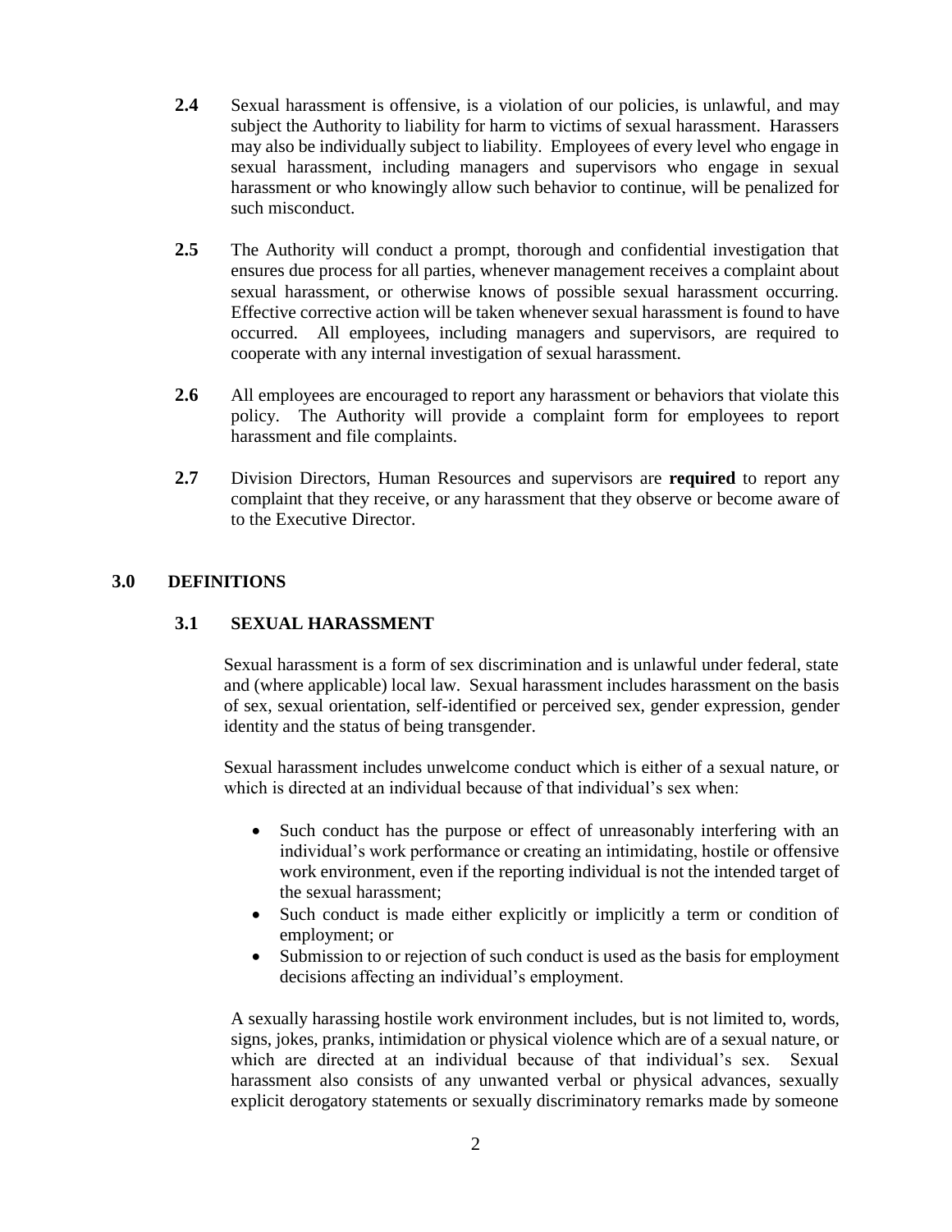**2.4** Sexual harassment is offensive, is a violation of our policies, is unlawful, and may subject the Authority to liability for harm to victims of sexual harassment. Harassers may also be individually subject to liability. Employees of every level who engage in sexual harassment, including managers and supervisors who engage in sexual harassment or who knowingly allow such behavior to continue, will be penalized for such misconduct.

**2.5** The Authority will conduct a prompt, thorough and confidential investigation that ensures due process for all parties, whenever management receives a complaint about sexual harassment, or otherwise knows of possible sexual harassment occurring. Effective corrective action will be taken whenever sexual harassment is found to have occurred. All employees, including managers and supervisors, are required to cooperate with any internal investigation of sexual harassment.

**2.6** All employees are encouraged to report any harassment or behaviors that violate this policy. The Authority will provide a complaint form for employees to report harassment and file complaints.

**2.7** Division Directors, Human Resources and supervisors are **required** to report any complaint that they receive, or any harassment that they observe or become aware of to the Executive Director.

## 3.0 DEFINITIONS

### 3.1 SEXUAL HARASSMENT

Sexual harassment is a form of sex discrimination and is unlawful under federal, state and (where applicable) local law. Sexual harassment includes harassment on the basis of sex, sexual orientation, self-identified or perceived sex, gender expression, gender identity and the status of being transgender.

Sexual harassment includes unwelcome conduct which is either of a sexual nature, or which is directed at an individual because of that individual's sex when:

- Such conduct has the purpose or effect of unreasonably interfering with an individual's work performance or creating an intimidating, hostile or offensive work environment, even if the reporting individual is not the intended target of the sexual harassment;
- Such conduct is made either explicitly or implicitly a term or condition of employment; or
- Submission to or rejection of such conduct is used as the basis for employment decisions affecting an individual's employment.

A sexually harassing hostile work environment includes, but is not limited to, words, signs, jokes, pranks, intimidation or physical violence which are of a sexual nature, or which are directed at an individual because of that individual's sex. Sexual harassment also consists of any unwanted verbal or physical advances, sexually explicit derogatory statements or sexually discriminatory remarks made by someone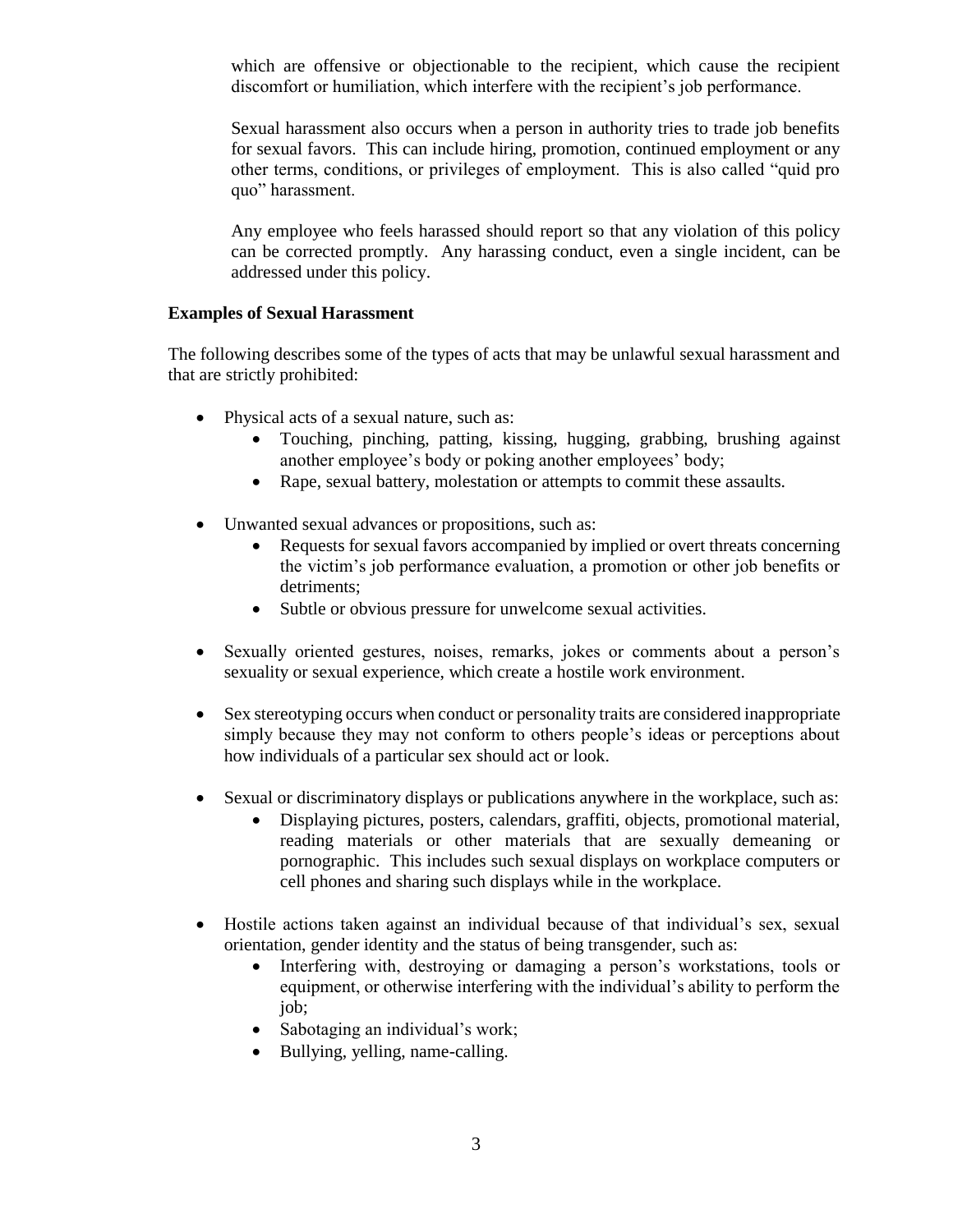which are offensive or objectionable to the recipient, which cause the recipient discomfort or humiliation, which interfere with the recipient's job performance.

Sexual harassment also occurs when a person in authority tries to trade job benefits for sexual favors. This can include hiring, promotion, continued employment or any other terms, conditions, or privileges of employment. This is also called "quid pro quo" harassment.

Any employee who feels harassed should report so that any violation of this policy can be corrected promptly. Any harassing conduct, even a single incident, can be addressed under this policy.

**Examples of Sexual Harassment**

The following describes some of the types of acts that may be unlawful sexual harassment and that are strictly prohibited:

- Physical acts of a sexual nature, such as:
  - Touching, pinching, patting, kissing, hugging, grabbing, brushing against another employee's body or poking another employees' body;
  - Rape, sexual battery, molestation or attempts to commit these assaults.

- Unwanted sexual advances or propositions, such as:
  - Requests for sexual favors accompanied by implied or overt threats concerning the victim's job performance evaluation, a promotion or other job benefits or detriments;
  - Subtle or obvious pressure for unwelcome sexual activities.

- Sexually oriented gestures, noises, remarks, jokes or comments about a person's sexuality or sexual experience, which create a hostile work environment.

- Sex stereotyping occurs when conduct or personality traits are considered inappropriate simply because they may not conform to others people's ideas or perceptions about how individuals of a particular sex should act or look.

- Sexual or discriminatory displays or publications anywhere in the workplace, such as:
  - Displaying pictures, posters, calendars, graffiti, objects, promotional material, reading materials or other materials that are sexually demeaning or pornographic. This includes such sexual displays on workplace computers or cell phones and sharing such displays while in the workplace.

- Hostile actions taken against an individual because of that individual's sex, sexual orientation, gender identity and the status of being transgender, such as:
  - Interfering with, destroying or damaging a person's workstations, tools or equipment, or otherwise interfering with the individual's ability to perform the job;
  - Sabotaging an individual's work;
  - Bullying, yelling, name-calling.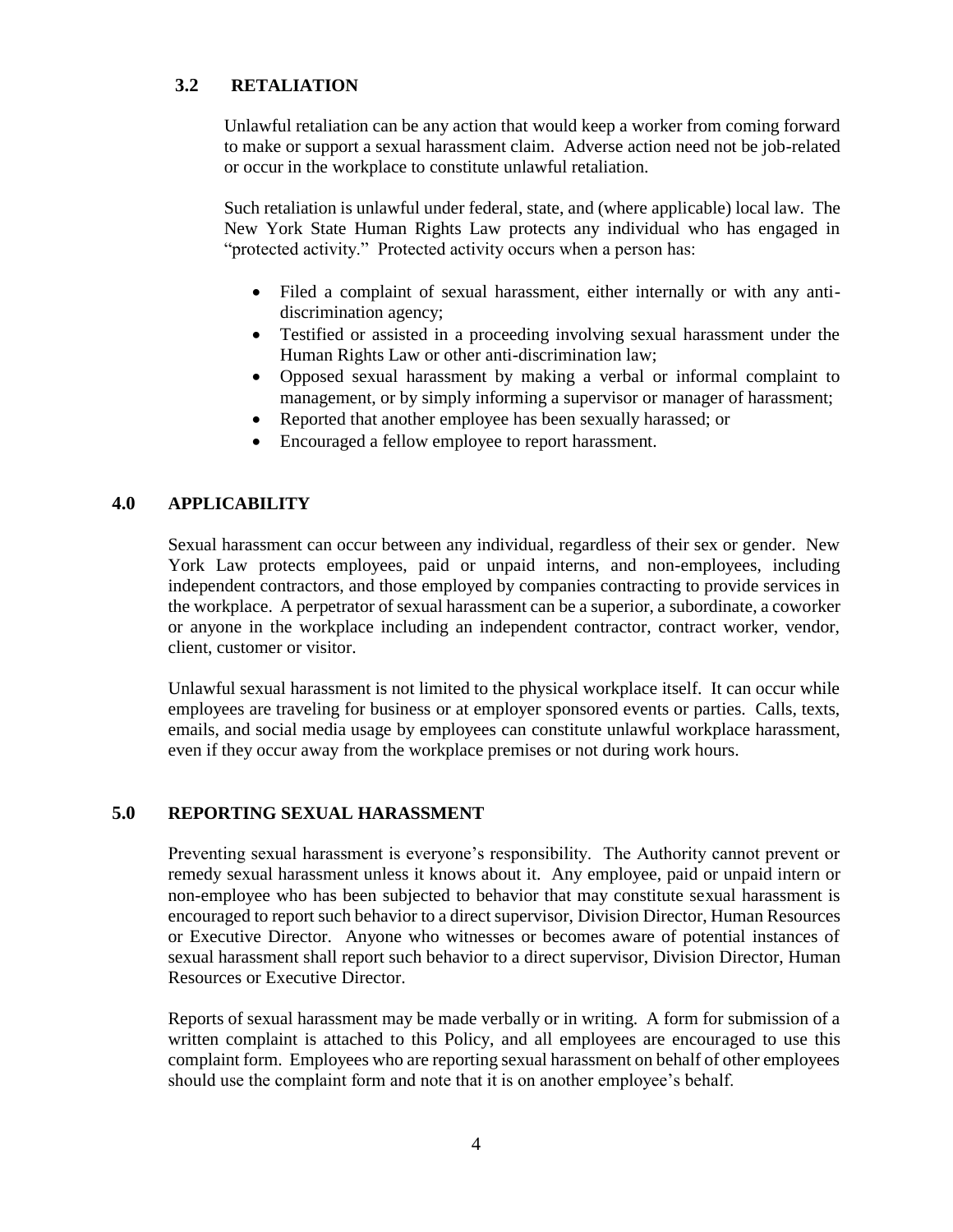### 3.2 RETALIATION

Unlawful retaliation can be any action that would keep a worker from coming forward to make or support a sexual harassment claim. Adverse action need not be job-related or occur in the workplace to constitute unlawful retaliation.

Such retaliation is unlawful under federal, state, and (where applicable) local law. The New York State Human Rights Law protects any individual who has engaged in "protected activity." Protected activity occurs when a person has:

- Filed a complaint of sexual harassment, either internally or with any anti-discrimination agency;
- Testified or assisted in a proceeding involving sexual harassment under the Human Rights Law or other anti-discrimination law;
- Opposed sexual harassment by making a verbal or informal complaint to management, or by simply informing a supervisor or manager of harassment;
- Reported that another employee has been sexually harassed; or
- Encouraged a fellow employee to report harassment.

## 4.0 APPLICABILITY

Sexual harassment can occur between any individual, regardless of their sex or gender. New York Law protects employees, paid or unpaid interns, and non-employees, including independent contractors, and those employed by companies contracting to provide services in the workplace. A perpetrator of sexual harassment can be a superior, a subordinate, a coworker or anyone in the workplace including an independent contractor, contract worker, vendor, client, customer or visitor.

Unlawful sexual harassment is not limited to the physical workplace itself. It can occur while employees are traveling for business or at employer sponsored events or parties. Calls, texts, emails, and social media usage by employees can constitute unlawful workplace harassment, even if they occur away from the workplace premises or not during work hours.

## 5.0 REPORTING SEXUAL HARASSMENT

Preventing sexual harassment is everyone's responsibility. The Authority cannot prevent or remedy sexual harassment unless it knows about it. Any employee, paid or unpaid intern or non-employee who has been subjected to behavior that may constitute sexual harassment is encouraged to report such behavior to a direct supervisor, Division Director, Human Resources or Executive Director. Anyone who witnesses or becomes aware of potential instances of sexual harassment shall report such behavior to a direct supervisor, Division Director, Human Resources or Executive Director.

Reports of sexual harassment may be made verbally or in writing. A form for submission of a written complaint is attached to this Policy, and all employees are encouraged to use this complaint form. Employees who are reporting sexual harassment on behalf of other employees should use the complaint form and note that it is on another employee's behalf.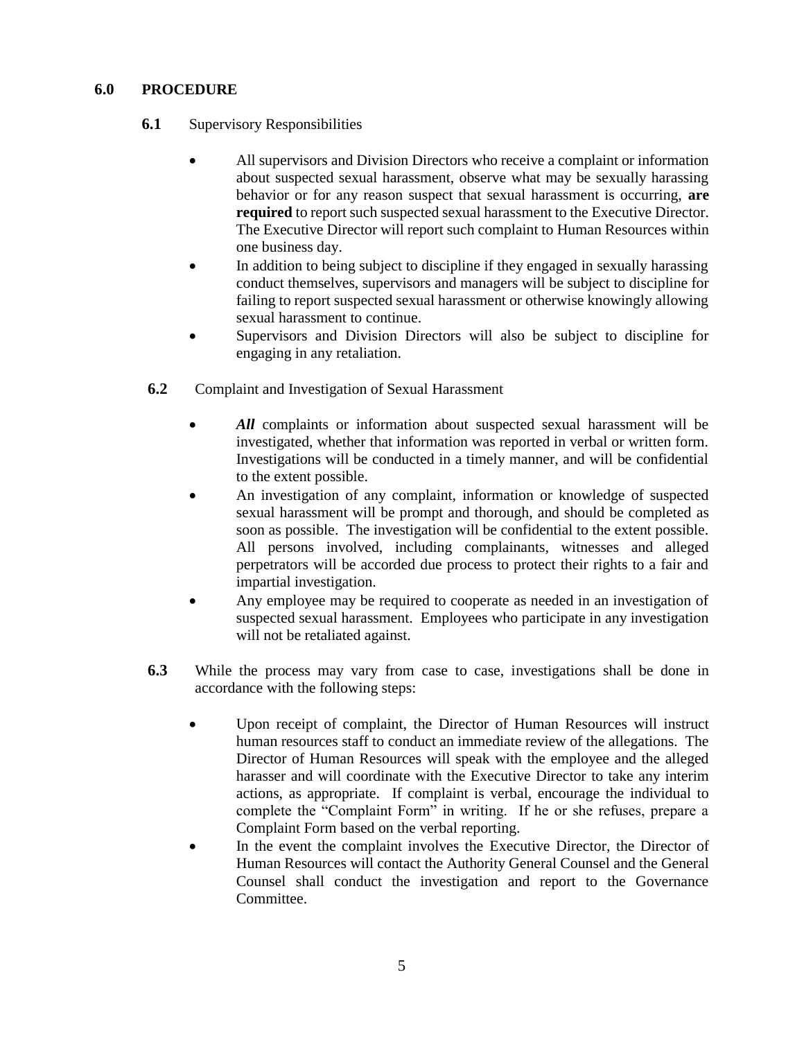## 6.0 PROCEDURE

**6.1** Supervisory Responsibilities

- All supervisors and Division Directors who receive a complaint or information about suspected sexual harassment, observe what may be sexually harassing behavior or for any reason suspect that sexual harassment is occurring, **are required** to report such suspected sexual harassment to the Executive Director. The Executive Director will report such complaint to Human Resources within one business day.
- In addition to being subject to discipline if they engaged in sexually harassing conduct themselves, supervisors and managers will be subject to discipline for failing to report suspected sexual harassment or otherwise knowingly allowing sexual harassment to continue.
- Supervisors and Division Directors will also be subject to discipline for engaging in any retaliation.

**6.2** Complaint and Investigation of Sexual Harassment

- ***All*** complaints or information about suspected sexual harassment will be investigated, whether that information was reported in verbal or written form. Investigations will be conducted in a timely manner, and will be confidential to the extent possible.
- An investigation of any complaint, information or knowledge of suspected sexual harassment will be prompt and thorough, and should be completed as soon as possible. The investigation will be confidential to the extent possible. All persons involved, including complainants, witnesses and alleged perpetrators will be accorded due process to protect their rights to a fair and impartial investigation.
- Any employee may be required to cooperate as needed in an investigation of suspected sexual harassment. Employees who participate in any investigation will not be retaliated against.

**6.3** While the process may vary from case to case, investigations shall be done in accordance with the following steps:

- Upon receipt of complaint, the Director of Human Resources will instruct human resources staff to conduct an immediate review of the allegations. The Director of Human Resources will speak with the employee and the alleged harasser and will coordinate with the Executive Director to take any interim actions, as appropriate. If complaint is verbal, encourage the individual to complete the "Complaint Form" in writing. If he or she refuses, prepare a Complaint Form based on the verbal reporting.
- In the event the complaint involves the Executive Director, the Director of Human Resources will contact the Authority General Counsel and the General Counsel shall conduct the investigation and report to the Governance Committee.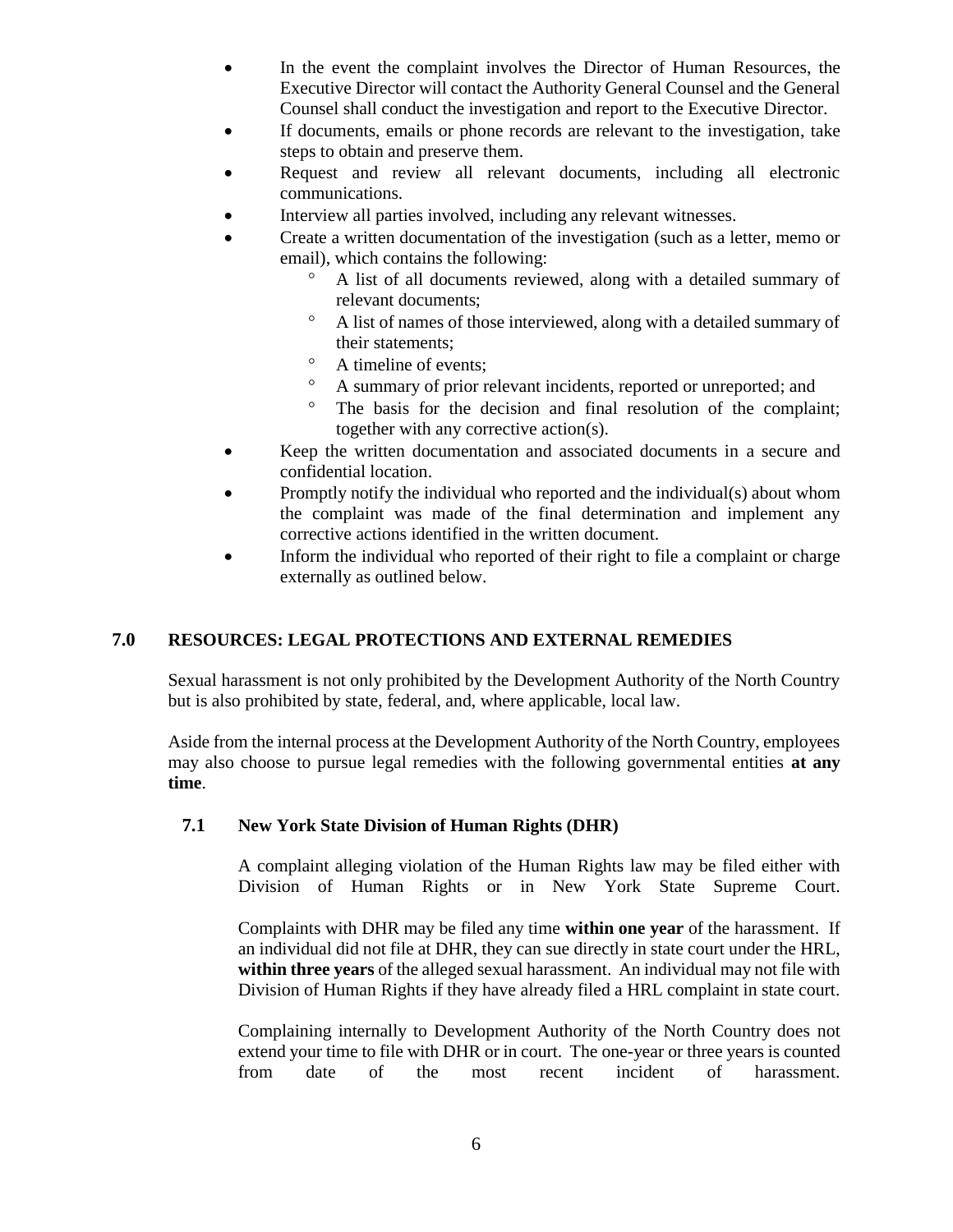- In the event the complaint involves the Director of Human Resources, the Executive Director will contact the Authority General Counsel and the General Counsel shall conduct the investigation and report to the Executive Director.
- If documents, emails or phone records are relevant to the investigation, take steps to obtain and preserve them.
- Request and review all relevant documents, including all electronic communications.
- Interview all parties involved, including any relevant witnesses.
- Create a written documentation of the investigation (such as a letter, memo or email), which contains the following:
  - A list of all documents reviewed, along with a detailed summary of relevant documents;
  - A list of names of those interviewed, along with a detailed summary of their statements;
  - A timeline of events;
  - A summary of prior relevant incidents, reported or unreported; and
  - The basis for the decision and final resolution of the complaint; together with any corrective action(s).
- Keep the written documentation and associated documents in a secure and confidential location.
- Promptly notify the individual who reported and the individual(s) about whom the complaint was made of the final determination and implement any corrective actions identified in the written document.
- Inform the individual who reported of their right to file a complaint or charge externally as outlined below.

## 7.0 RESOURCES: LEGAL PROTECTIONS AND EXTERNAL REMEDIES

Sexual harassment is not only prohibited by the Development Authority of the North Country but is also prohibited by state, federal, and, where applicable, local law.

Aside from the internal process at the Development Authority of the North Country, employees may also choose to pursue legal remedies with the following governmental entities **at any time**.

### 7.1 New York State Division of Human Rights (DHR)

A complaint alleging violation of the Human Rights law may be filed either with Division of Human Rights or in New York State Supreme Court.

Complaints with DHR may be filed any time **within one year** of the harassment. If an individual did not file at DHR, they can sue directly in state court under the HRL, **within three years** of the alleged sexual harassment. An individual may not file with Division of Human Rights if they have already filed a HRL complaint in state court.

Complaining internally to Development Authority of the North Country does not extend your time to file with DHR or in court. The one-year or three years is counted from date of the most recent incident of harassment.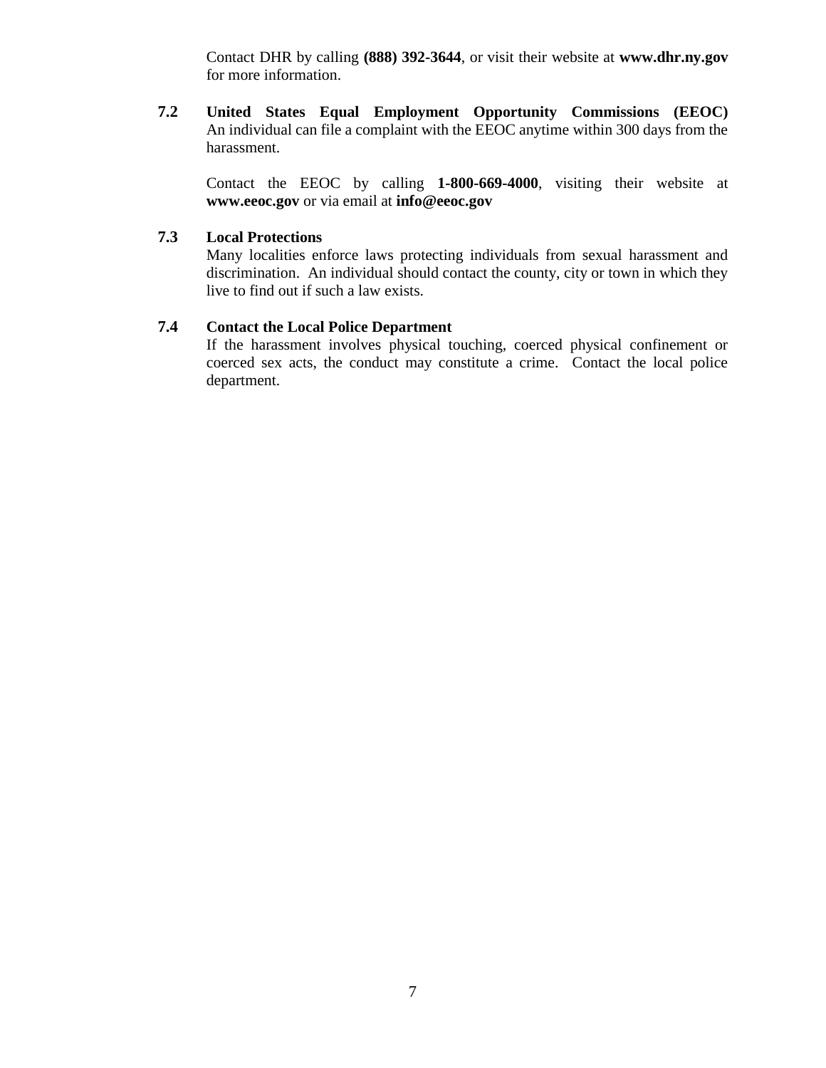Contact DHR by calling **(888) 392-3644**, or visit their website at **www.dhr.ny.gov** for more information.

### 7.2 United States Equal Employment Opportunity Commissions (EEOC)

An individual can file a complaint with the EEOC anytime within 300 days from the harassment.

Contact the EEOC by calling **1-800-669-4000**, visiting their website at **www.eeoc.gov** or via email at **info@eeoc.gov**

### 7.3 Local Protections

Many localities enforce laws protecting individuals from sexual harassment and discrimination. An individual should contact the county, city or town in which they live to find out if such a law exists.

### 7.4 Contact the Local Police Department

If the harassment involves physical touching, coerced physical confinement or coerced sex acts, the conduct may constitute a crime. Contact the local police department.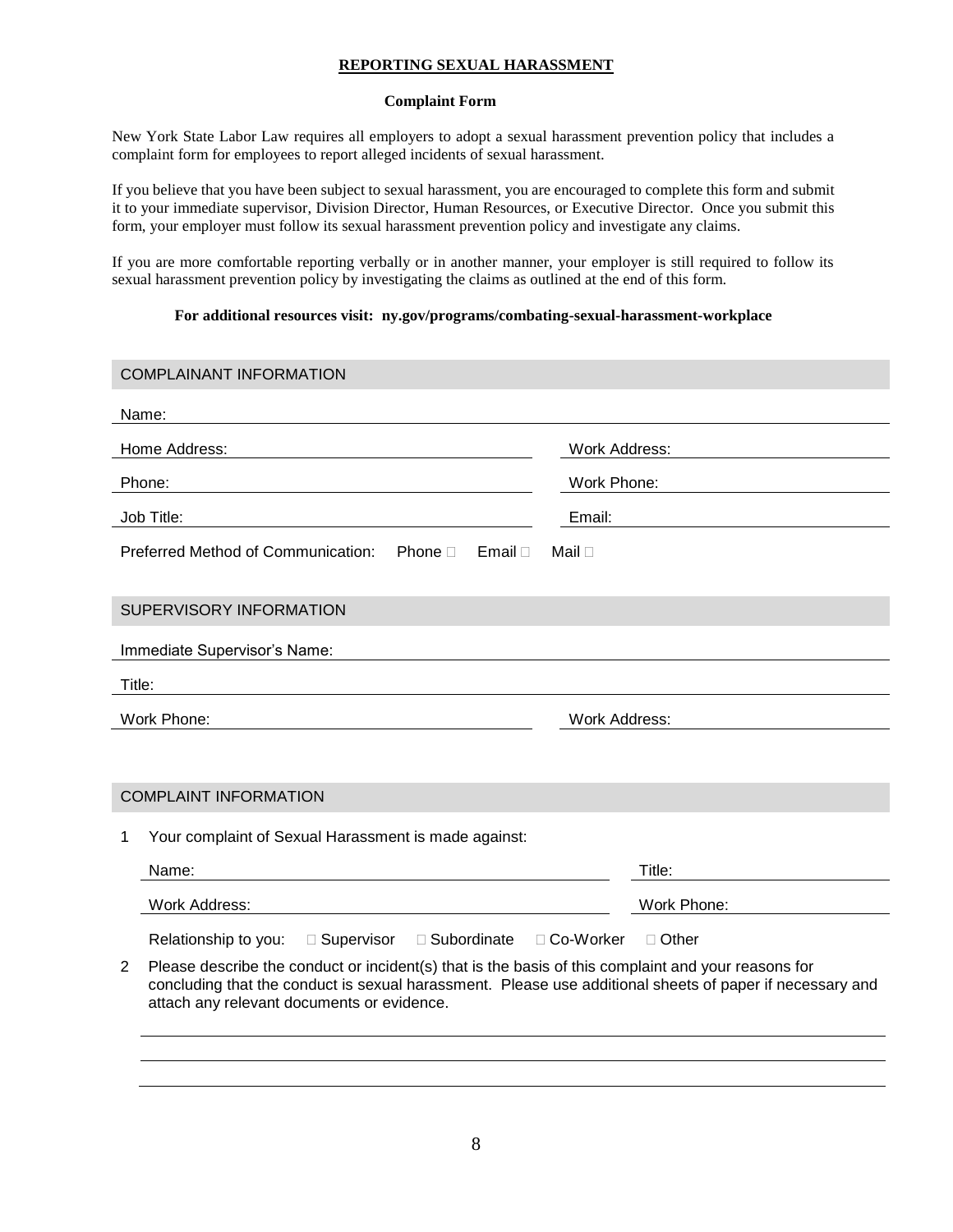**REPORTING SEXUAL HARASSMENT**

**Complaint Form**

New York State Labor Law requires all employers to adopt a sexual harassment prevention policy that includes a complaint form for employees to report alleged incidents of sexual harassment.

If you believe that you have been subject to sexual harassment, you are encouraged to complete this form and submit it to your immediate supervisor, Division Director, Human Resources, or Executive Director. Once you submit this form, your employer must follow its sexual harassment prevention policy and investigate any claims.

If you are more comfortable reporting verbally or in another manner, your employer is still required to follow its sexual harassment prevention policy by investigating the claims as outlined at the end of this form.

**For additional resources visit: ny.gov/programs/combating-sexual-harassment-workplace**

## COMPLAINANT INFORMATION

Name: ______________________________

Home Address: ______________________ Work Address: ______________________

Phone: ______________________ Work Phone: ______________________

Job Title: ______________________ Email: ______________________

Preferred Method of Communication: Phone ☐ Email ☐ Mail ☐

## SUPERVISORY INFORMATION

Immediate Supervisor's Name: ______________________________

Title: ______________________________

Work Phone: ______________________ Work Address: ______________________

## COMPLAINT INFORMATION

1. Your complaint of Sexual Harassment is made against:

   Name: ______________________ Title: ______________________

   Work Address: ______________________ Work Phone: ______________________

   Relationship to you: ☐ Supervisor ☐ Subordinate ☐ Co-Worker ☐ Other

2. Please describe the conduct or incident(s) that is the basis of this complaint and your reasons for concluding that the conduct is sexual harassment. Please use additional sheets of paper if necessary and attach any relevant documents or evidence.

   ______________________________

   ______________________________

   ______________________________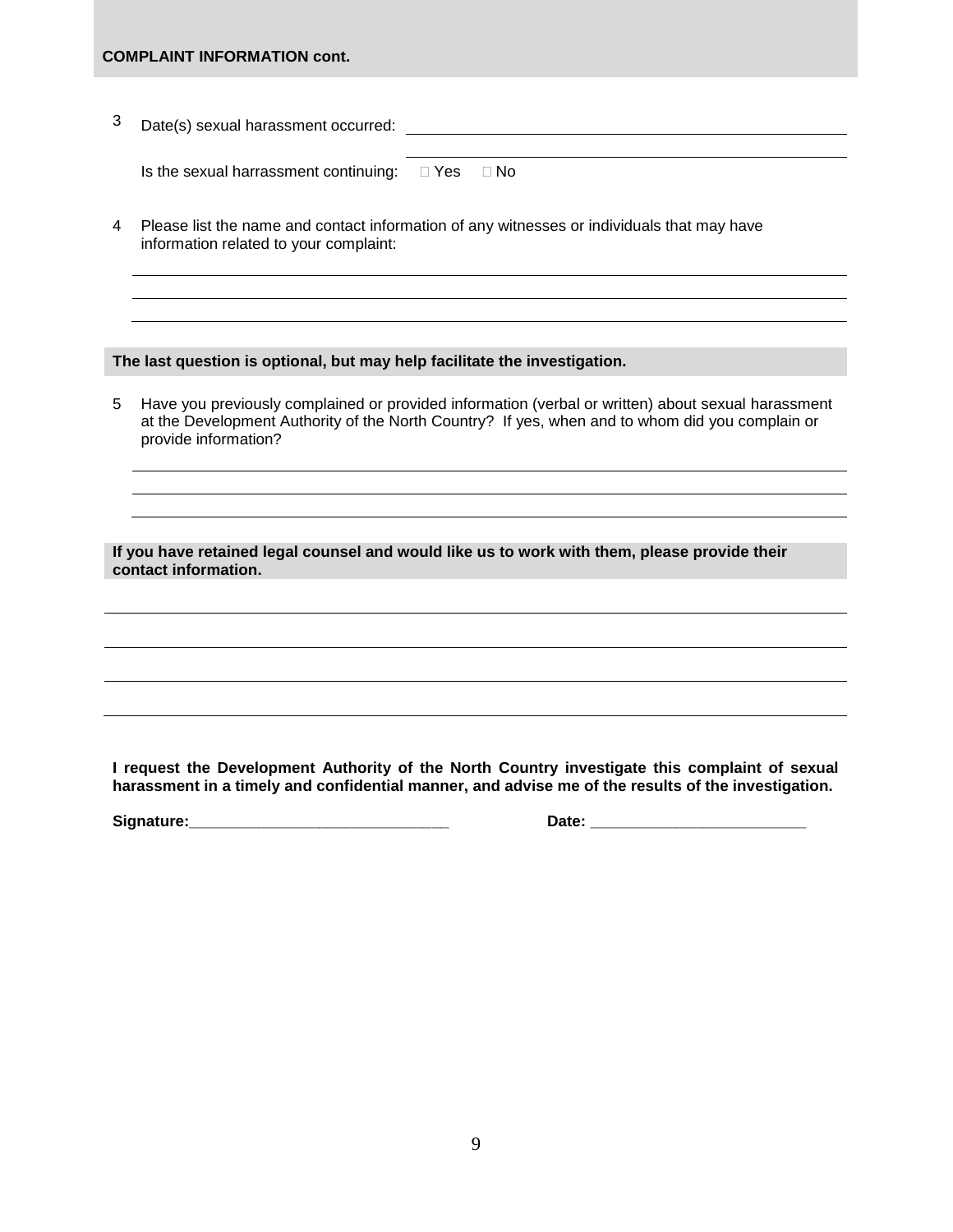**COMPLAINT INFORMATION cont.**

3. Date(s) sexual harassment occurred: ______________________________

   Is the sexual harrassment continuing: ☐ Yes ☐ No

4. Please list the name and contact information of any witnesses or individuals that may have information related to your complaint:

______________________________

______________________________

______________________________

**The last question is optional, but may help facilitate the investigation.**

5. Have you previously complained or provided information (verbal or written) about sexual harassment at the Development Authority of the North Country? If yes, when and to whom did you complain or provide information?

______________________________

______________________________

______________________________

**If you have retained legal counsel and would like us to work with them, please provide their contact information.**

______________________________

______________________________

______________________________

______________________________

**I request the Development Authority of the North Country investigate this complaint of sexual harassment in a timely and confidential manner, and advise me of the results of the investigation.**

**Signature:**______________________________ **Date:** _________________________